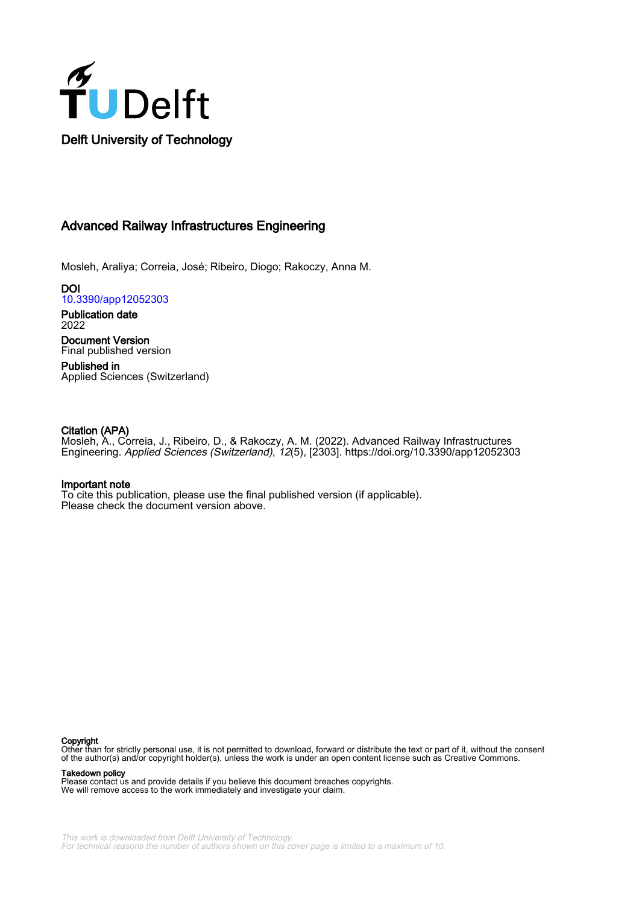Delft University of Technology

# Advanced Railway Infrastructures Engineering

Mosleh, Araliya; Correia, José; Ribeiro, Diogo; Rakoczy, Anna M.

**DOI**
10.3390/app12052303

**Publication date**
2022

**Document Version**
Final published version

**Published in**
Applied Sciences (Switzerland)

**Citation (APA)**
Mosleh, A., Correia, J., Ribeiro, D., & Rakoczy, A. M. (2022). Advanced Railway Infrastructures Engineering. *Applied Sciences (Switzerland)*, *12*(5), [2303]. https://doi.org/10.3390/app12052303

**Important note**
To cite this publication, please use the final published version (if applicable).
Please check the document version above.

**Copyright**
Other than for strictly personal use, it is not permitted to download, forward or distribute the text or part of it, without the consent of the author(s) and/or copyright holder(s), unless the work is under an open content license such as Creative Commons.

**Takedown policy**
Please contact us and provide details if you believe this document breaches copyrights.
We will remove access to the work immediately and investigate your claim.

*This work is downloaded from Delft University of Technology.*
*For technical reasons the number of authors shown on this cover page is limited to a maximum of 10.*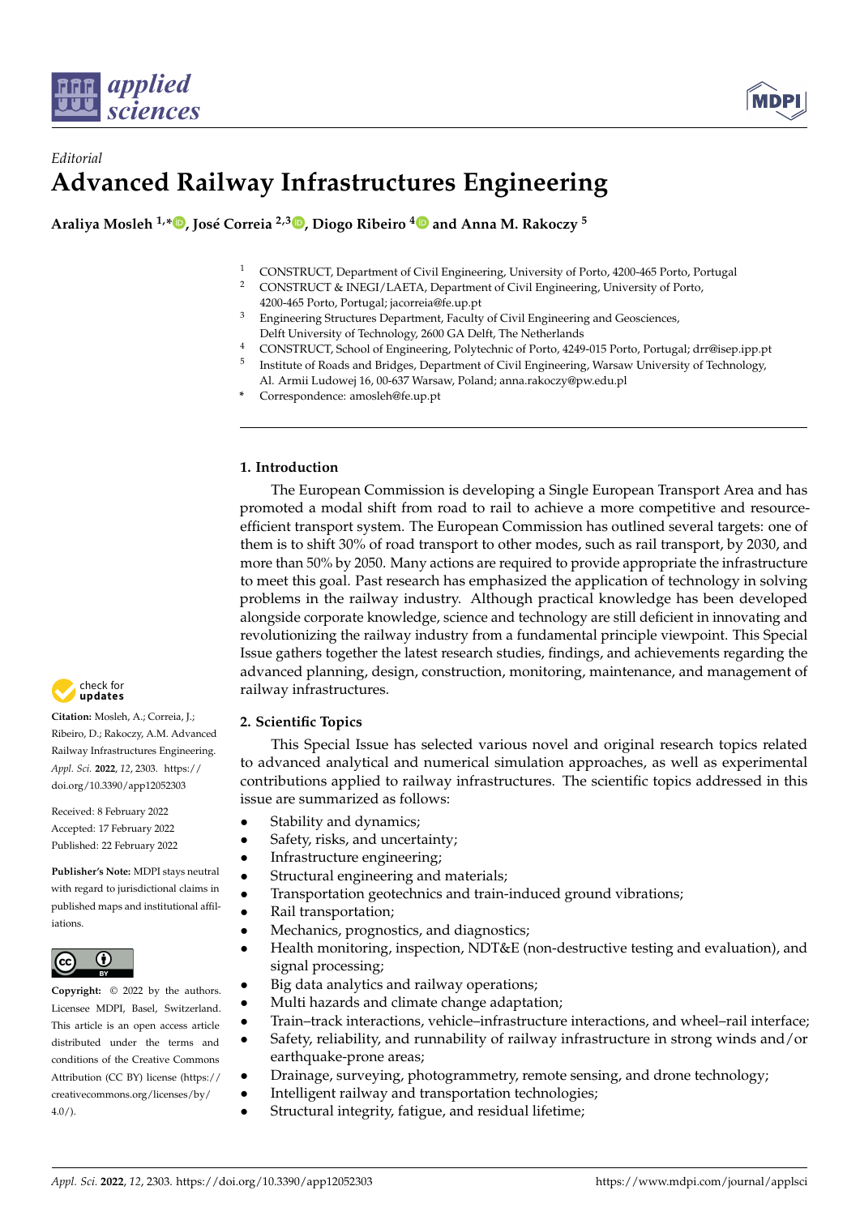*Editorial*

# Advanced Railway Infrastructures Engineering

**Araliya Mosleh [1,*], José Correia [2,3], Diogo Ribeiro [4] and Anna M. Rakoczy [5]**

[1] CONSTRUCT, Department of Civil Engineering, University of Porto, 4200-465 Porto, Portugal
[2] CONSTRUCT & INEGI/LAETA, Department of Civil Engineering, University of Porto, 4200-465 Porto, Portugal; jacorreia@fe.up.pt
[3] Engineering Structures Department, Faculty of Civil Engineering and Geosciences, Delft University of Technology, 2600 GA Delft, The Netherlands
[4] CONSTRUCT, School of Engineering, Polytechnic of Porto, 4249-015 Porto, Portugal; drr@isep.ipp.pt
[5] Institute of Roads and Bridges, Department of Civil Engineering, Warsaw University of Technology, Al. Armii Ludowej 16, 00-637 Warsaw, Poland; anna.rakoczy@pw.edu.pl
[*] Correspondence: amosleh@fe.up.pt

**Citation:** Mosleh, A.; Correia, J.; Ribeiro, D.; Rakoczy, A.M. Advanced Railway Infrastructures Engineering. *Appl. Sci.* **2022**, *12*, 2303. https://doi.org/10.3390/app12052303

Received: 8 February 2022
Accepted: 17 February 2022
Published: 22 February 2022

**Publisher's Note:** MDPI stays neutral with regard to jurisdictional claims in published maps and institutional affiliations.

**Copyright:** © 2022 by the authors. Licensee MDPI, Basel, Switzerland. This article is an open access article distributed under the terms and conditions of the Creative Commons Attribution (CC BY) license (https://creativecommons.org/licenses/by/4.0/).

## 1. Introduction

The European Commission is developing a Single European Transport Area and has promoted a modal shift from road to rail to achieve a more competitive and resource-efficient transport system. The European Commission has outlined several targets: one of them is to shift 30% of road transport to other modes, such as rail transport, by 2030, and more than 50% by 2050. Many actions are required to provide appropriate the infrastructure to meet this goal. Past research has emphasized the application of technology in solving problems in the railway industry. Although practical knowledge has been developed alongside corporate knowledge, science and technology are still deficient in innovating and revolutionizing the railway industry from a fundamental principle viewpoint. This Special Issue gathers together the latest research studies, findings, and achievements regarding the advanced planning, design, construction, monitoring, maintenance, and management of railway infrastructures.

## 2. Scientific Topics

This Special Issue has selected various novel and original research topics related to advanced analytical and numerical simulation approaches, as well as experimental contributions applied to railway infrastructures. The scientific topics addressed in this issue are summarized as follows:

- Stability and dynamics;
- Safety, risks, and uncertainty;
- Infrastructure engineering;
- Structural engineering and materials;
- Transportation geotechnics and train-induced ground vibrations;
- Rail transportation;
- Mechanics, prognostics, and diagnostics;
- Health monitoring, inspection, NDT&E (non-destructive testing and evaluation), and signal processing;
- Big data analytics and railway operations;
- Multi hazards and climate change adaptation;
- Train–track interactions, vehicle–infrastructure interactions, and wheel–rail interface;
- Safety, reliability, and runnability of railway infrastructure in strong winds and/or earthquake-prone areas;
- Drainage, surveying, photogrammetry, remote sensing, and drone technology;
- Intelligent railway and transportation technologies;
- Structural integrity, fatigue, and residual lifetime;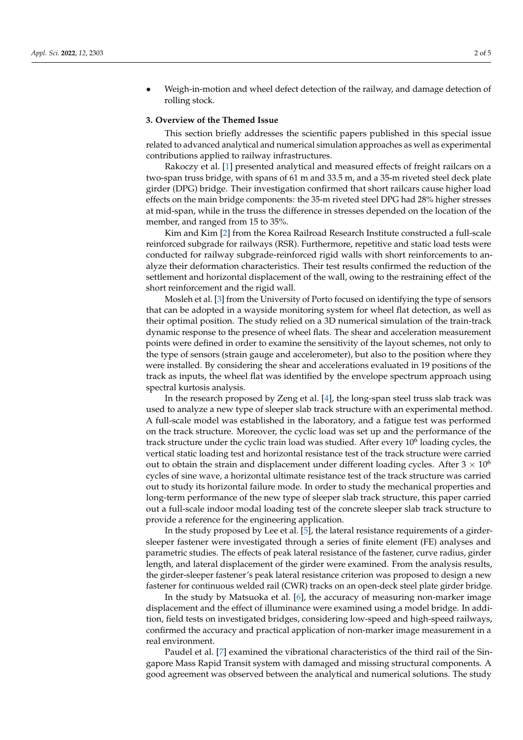- Weigh-in-motion and wheel defect detection of the railway, and damage detection of rolling stock.

## 3. Overview of the Themed Issue

This section briefly addresses the scientific papers published in this special issue related to advanced analytical and numerical simulation approaches as well as experimental contributions applied to railway infrastructures.

Rakoczy et al. [1] presented analytical and measured effects of freight railcars on a two-span truss bridge, with spans of 61 m and 33.5 m, and a 35-m riveted steel deck plate girder (DPG) bridge. Their investigation confirmed that short railcars cause higher load effects on the main bridge components: the 35-m riveted steel DPG had 28% higher stresses at mid-span, while in the truss the difference in stresses depended on the location of the member, and ranged from 15 to 35%.

Kim and Kim [2] from the Korea Railroad Research Institute constructed a full-scale reinforced subgrade for railways (RSR). Furthermore, repetitive and static load tests were conducted for railway subgrade-reinforced rigid walls with short reinforcements to analyze their deformation characteristics. Their test results confirmed the reduction of the settlement and horizontal displacement of the wall, owing to the restraining effect of the short reinforcement and the rigid wall.

Mosleh et al. [3] from the University of Porto focused on identifying the type of sensors that can be adopted in a wayside monitoring system for wheel flat detection, as well as their optimal position. The study relied on a 3D numerical simulation of the train-track dynamic response to the presence of wheel flats. The shear and acceleration measurement points were defined in order to examine the sensitivity of the layout schemes, not only to the type of sensors (strain gauge and accelerometer), but also to the position where they were installed. By considering the shear and accelerations evaluated in 19 positions of the track as inputs, the wheel flat was identified by the envelope spectrum approach using spectral kurtosis analysis.

In the research proposed by Zeng et al. [4], the long-span steel truss slab track was used to analyze a new type of sleeper slab track structure with an experimental method. A full-scale model was established in the laboratory, and a fatigue test was performed on the track structure. Moreover, the cyclic load was set up and the performance of the track structure under the cyclic train load was studied. After every $10^6$ loading cycles, the vertical static loading test and horizontal resistance test of the track structure were carried out to obtain the strain and displacement under different loading cycles. After $3 \times 10^6$ cycles of sine wave, a horizontal ultimate resistance test of the track structure was carried out to study its horizontal failure mode. In order to study the mechanical properties and long-term performance of the new type of sleeper slab track structure, this paper carried out a full-scale indoor modal loading test of the concrete sleeper slab track structure to provide a reference for the engineering application.

In the study proposed by Lee et al. [5], the lateral resistance requirements of a girder-sleeper fastener were investigated through a series of finite element (FE) analyses and parametric studies. The effects of peak lateral resistance of the fastener, curve radius, girder length, and lateral displacement of the girder were examined. From the analysis results, the girder-sleeper fastener's peak lateral resistance criterion was proposed to design a new fastener for continuous welded rail (CWR) tracks on an open-deck steel plate girder bridge.

In the study by Matsuoka et al. [6], the accuracy of measuring non-marker image displacement and the effect of illuminance were examined using a model bridge. In addition, field tests on investigated bridges, considering low-speed and high-speed railways, confirmed the accuracy and practical application of non-marker image measurement in a real environment.

Paudel et al. [7] examined the vibrational characteristics of the third rail of the Singapore Mass Rapid Transit system with damaged and missing structural components. A good agreement was observed between the analytical and numerical solutions. The study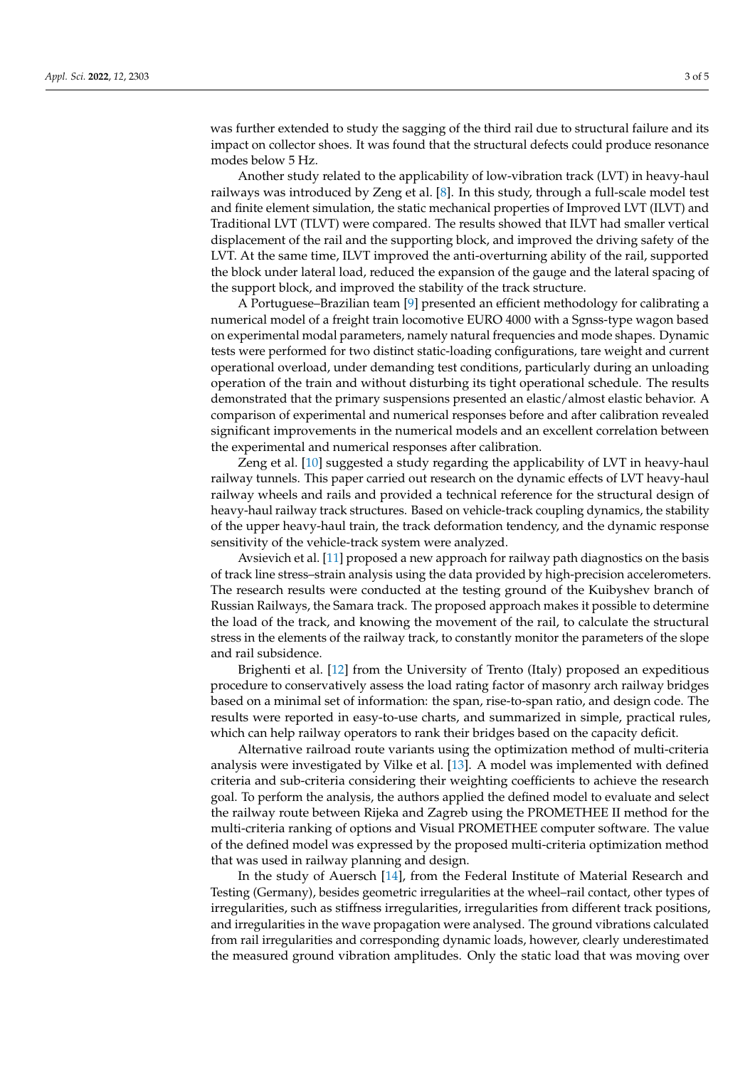was further extended to study the sagging of the third rail due to structural failure and its impact on collector shoes. It was found that the structural defects could produce resonance modes below 5 Hz.

Another study related to the applicability of low-vibration track (LVT) in heavy-haul railways was introduced by Zeng et al. [8]. In this study, through a full-scale model test and finite element simulation, the static mechanical properties of Improved LVT (ILVT) and Traditional LVT (TLVT) were compared. The results showed that ILVT had smaller vertical displacement of the rail and the supporting block, and improved the driving safety of the LVT. At the same time, ILVT improved the anti-overturning ability of the rail, supported the block under lateral load, reduced the expansion of the gauge and the lateral spacing of the support block, and improved the stability of the track structure.

A Portuguese–Brazilian team [9] presented an efficient methodology for calibrating a numerical model of a freight train locomotive EURO 4000 with a Sgnss-type wagon based on experimental modal parameters, namely natural frequencies and mode shapes. Dynamic tests were performed for two distinct static-loading configurations, tare weight and current operational overload, under demanding test conditions, particularly during an unloading operation of the train and without disturbing its tight operational schedule. The results demonstrated that the primary suspensions presented an elastic/almost elastic behavior. A comparison of experimental and numerical responses before and after calibration revealed significant improvements in the numerical models and an excellent correlation between the experimental and numerical responses after calibration.

Zeng et al. [10] suggested a study regarding the applicability of LVT in heavy-haul railway tunnels. This paper carried out research on the dynamic effects of LVT heavy-haul railway wheels and rails and provided a technical reference for the structural design of heavy-haul railway track structures. Based on vehicle-track coupling dynamics, the stability of the upper heavy-haul train, the track deformation tendency, and the dynamic response sensitivity of the vehicle-track system were analyzed.

Avsievich et al. [11] proposed a new approach for railway path diagnostics on the basis of track line stress–strain analysis using the data provided by high-precision accelerometers. The research results were conducted at the testing ground of the Kuibyshev branch of Russian Railways, the Samara track. The proposed approach makes it possible to determine the load of the track, and knowing the movement of the rail, to calculate the structural stress in the elements of the railway track, to constantly monitor the parameters of the slope and rail subsidence.

Brighenti et al. [12] from the University of Trento (Italy) proposed an expeditious procedure to conservatively assess the load rating factor of masonry arch railway bridges based on a minimal set of information: the span, rise-to-span ratio, and design code. The results were reported in easy-to-use charts, and summarized in simple, practical rules, which can help railway operators to rank their bridges based on the capacity deficit.

Alternative railroad route variants using the optimization method of multi-criteria analysis were investigated by Vilke et al. [13]. A model was implemented with defined criteria and sub-criteria considering their weighting coefficients to achieve the research goal. To perform the analysis, the authors applied the defined model to evaluate and select the railway route between Rijeka and Zagreb using the PROMETHEE II method for the multi-criteria ranking of options and Visual PROMETHEE computer software. The value of the defined model was expressed by the proposed multi-criteria optimization method that was used in railway planning and design.

In the study of Auersch [14], from the Federal Institute of Material Research and Testing (Germany), besides geometric irregularities at the wheel–rail contact, other types of irregularities, such as stiffness irregularities, irregularities from different track positions, and irregularities in the wave propagation were analysed. The ground vibrations calculated from rail irregularities and corresponding dynamic loads, however, clearly underestimated the measured ground vibration amplitudes. Only the static load that was moving over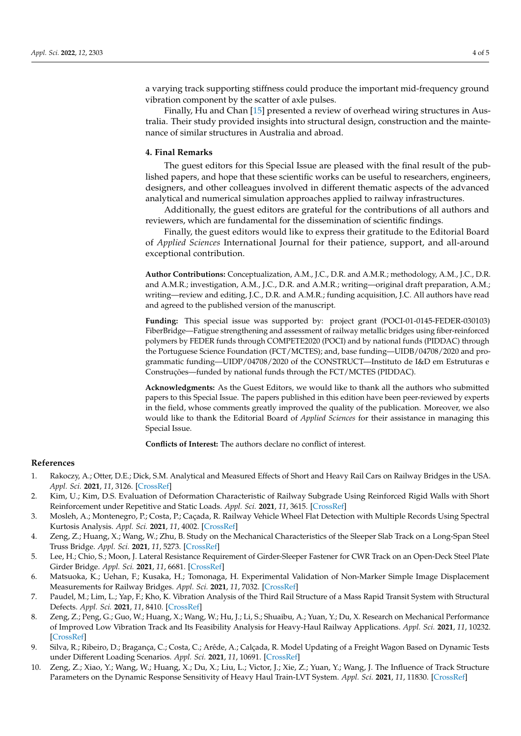a varying track supporting stiffness could produce the important mid-frequency ground vibration component by the scatter of axle pulses.

Finally, Hu and Chan [15] presented a review of overhead wiring structures in Australia. Their study provided insights into structural design, construction and the maintenance of similar structures in Australia and abroad.

## 4. Final Remarks

The guest editors for this Special Issue are pleased with the final result of the published papers, and hope that these scientific works can be useful to researchers, engineers, designers, and other colleagues involved in different thematic aspects of the advanced analytical and numerical simulation approaches applied to railway infrastructures.

Additionally, the guest editors are grateful for the contributions of all authors and reviewers, which are fundamental for the dissemination of scientific findings.

Finally, the guest editors would like to express their gratitude to the Editorial Board of *Applied Sciences* International Journal for their patience, support, and all-around exceptional contribution.

**Author Contributions:** Conceptualization, A.M., J.C., D.R. and A.M.R.; methodology, A.M., J.C., D.R. and A.M.R.; investigation, A.M., J.C., D.R. and A.M.R.; writing—original draft preparation, A.M.; writing—review and editing, J.C., D.R. and A.M.R.; funding acquisition, J.C. All authors have read and agreed to the published version of the manuscript.

**Funding:** This special issue was supported by: project grant (POCI-01-0145-FEDER-030103) FiberBridge—Fatigue strengthening and assessment of railway metallic bridges using fiber-reinforced polymers by FEDER funds through COMPETE2020 (POCI) and by national funds (PIDDAC) through the Portuguese Science Foundation (FCT/MCTES); and, base funding—UIDB/04708/2020 and programmatic funding—UIDP/04708/2020 of the CONSTRUCT—Instituto de I&D em Estruturas e Construções—funded by national funds through the FCT/MCTES (PIDDAC).

**Acknowledgments:** As the Guest Editors, we would like to thank all the authors who submitted papers to this Special Issue. The papers published in this edition have been peer-reviewed by experts in the field, whose comments greatly improved the quality of the publication. Moreover, we also would like to thank the Editorial Board of *Applied Sciences* for their assistance in managing this Special Issue.

**Conflicts of Interest:** The authors declare no conflict of interest.

## References

1. Rakoczy, A.; Otter, D.E.; Dick, S.M. Analytical and Measured Effects of Short and Heavy Rail Cars on Railway Bridges in the USA. *Appl. Sci.* **2021**, *11*, 3126. [CrossRef]
2. Kim, U.; Kim, D.S. Evaluation of Deformation Characteristic of Railway Subgrade Using Reinforced Rigid Walls with Short Reinforcement under Repetitive and Static Loads. *Appl. Sci.* **2021**, *11*, 3615. [CrossRef]
3. Mosleh, A.; Montenegro, P.; Costa, P.; Caçada, R. Railway Vehicle Wheel Flat Detection with Multiple Records Using Spectral Kurtosis Analysis. *Appl. Sci.* **2021**, *11*, 4002. [CrossRef]
4. Zeng, Z.; Huang, X.; Wang, W.; Zhu, B. Study on the Mechanical Characteristics of the Sleeper Slab Track on a Long-Span Steel Truss Bridge. *Appl. Sci.* **2021**, *11*, 5273. [CrossRef]
5. Lee, H.; Chio, S.; Moon, J. Lateral Resistance Requirement of Girder-Sleeper Fastener for CWR Track on an Open-Deck Steel Plate Girder Bridge. *Appl. Sci.* **2021**, *11*, 6681. [CrossRef]
6. Matsuoka, K.; Uehan, F.; Kusaka, H.; Tomonaga, H. Experimental Validation of Non-Marker Simple Image Displacement Measurements for Railway Bridges. *Appl. Sci.* **2021**, *11*, 7032. [CrossRef]
7. Paudel, M.; Lim, L.; Yap, F.; Kho, K. Vibration Analysis of the Third Rail Structure of a Mass Rapid Transit System with Structural Defects. *Appl. Sci.* **2021**, *11*, 8410. [CrossRef]
8. Zeng, Z.; Peng, G.; Guo, W.; Huang, X.; Wang, W.; Hu, J.; Li, S.; Shuaibu, A.; Yuan, Y.; Du, X. Research on Mechanical Performance of Improved Low Vibration Track and Its Feasibility Analysis for Heavy-Haul Railway Applications. *Appl. Sci.* **2021**, *11*, 10232. [CrossRef]
9. Silva, R.; Ribeiro, D.; Bragança, C.; Costa, C.; Arêde, A.; Calçada, R. Model Updating of a Freight Wagon Based on Dynamic Tests under Different Loading Scenarios. *Appl. Sci.* **2021**, *11*, 10691. [CrossRef]
10. Zeng, Z.; Xiao, Y.; Wang, W.; Huang, X.; Du, X.; Liu, L.; Victor, J.; Xie, Z.; Yuan, Y.; Wang, J. The Influence of Track Structure Parameters on the Dynamic Response Sensitivity of Heavy Haul Train-LVT System. *Appl. Sci.* **2021**, *11*, 11830. [CrossRef]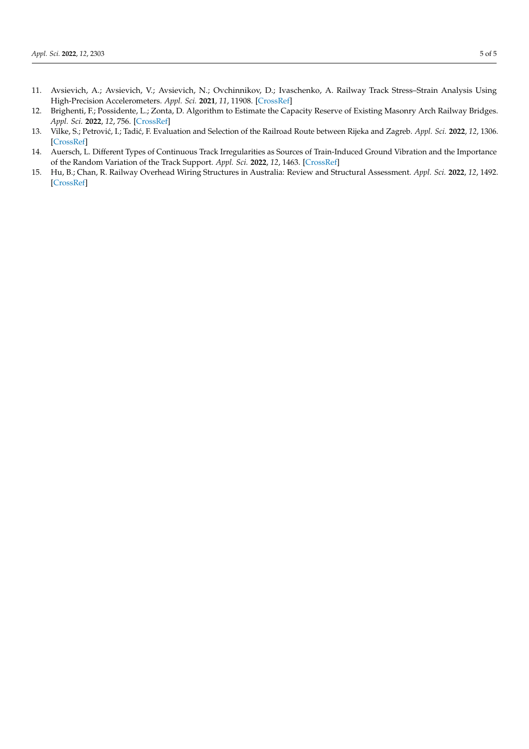11. Avsievich, A.; Avsievich, V.; Avsievich, N.; Ovchinnikov, D.; Ivaschenko, A. Railway Track Stress–Strain Analysis Using High-Precision Accelerometers. *Appl. Sci.* **2021**, *11*, 11908. [CrossRef]
12. Brighenti, F.; Possidente, L.; Zonta, D. Algorithm to Estimate the Capacity Reserve of Existing Masonry Arch Railway Bridges. *Appl. Sci.* **2022**, *12*, 756. [CrossRef]
13. Vilke, S.; Petrović, I.; Tadić, F. Evaluation and Selection of the Railroad Route between Rijeka and Zagreb. *Appl. Sci.* **2022**, *12*, 1306. [CrossRef]
14. Auersch, L. Different Types of Continuous Track Irregularities as Sources of Train-Induced Ground Vibration and the Importance of the Random Variation of the Track Support. *Appl. Sci.* **2022**, *12*, 1463. [CrossRef]
15. Hu, B.; Chan, R. Railway Overhead Wiring Structures in Australia: Review and Structural Assessment. *Appl. Sci.* **2022**, *12*, 1492. [CrossRef]